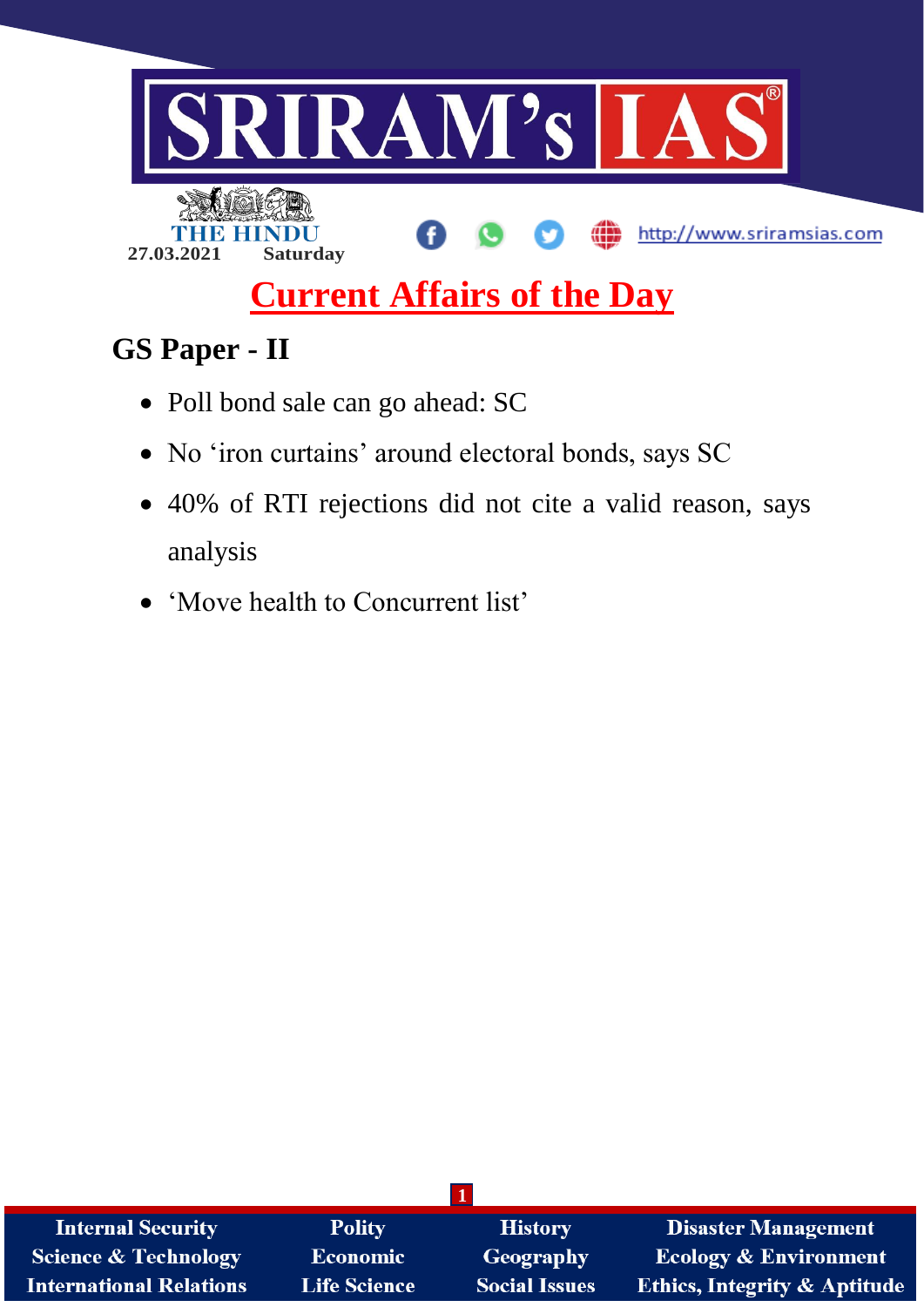THE HINDU

27.03.2021 Saturday

http://www.sriramsias.com

# Current Affairs of the Day

## GS Paper - II

- Poll bond sale can go ahead: SC
- No 'iron curtains' around electoral bonds, says SC
- 40% of RTI rejections did not cite a valid reason, says analysis
- 'Move health to Concurrent list'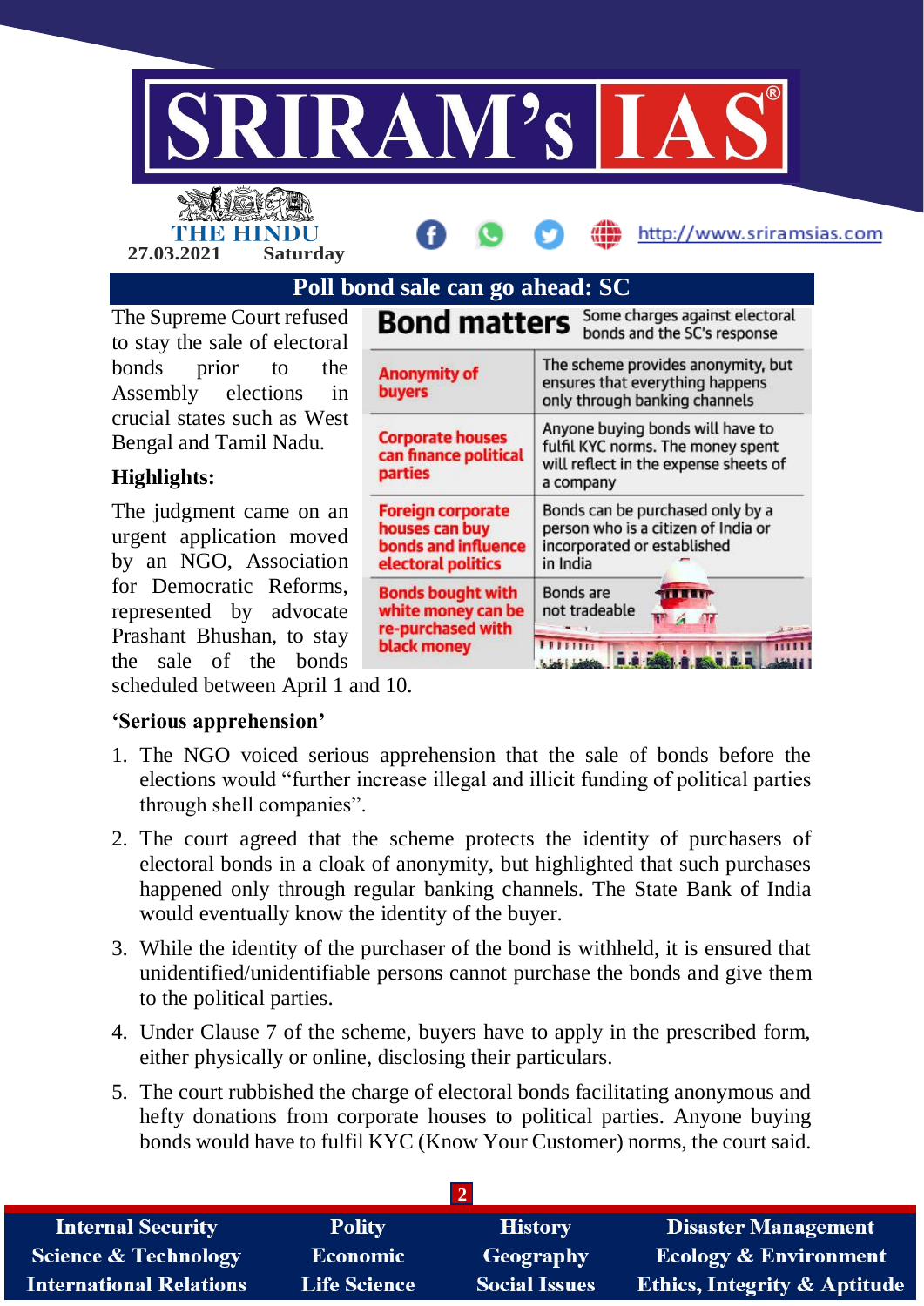# Poll bond sale can go ahead: SC

The Supreme Court refused to stay the sale of electoral bonds prior to the Assembly elections in crucial states such as West Bengal and Tamil Nadu.

**Bond matters** — Some charges against electoral bonds and the SC's response

| Charge | SC's response |
|---|---|
| Anonymity of buyers | The scheme provides anonymity, but ensures that everything happens only through banking channels |
| Corporate houses can finance political parties | Anyone buying bonds will have to fulfil KYC norms. The money spent will reflect in the expense sheets of a company |
| Foreign corporate houses can buy bonds and influence electoral politics | Bonds can be purchased only by a person who is a citizen of India or incorporated or established in India |
| Bonds bought with white money can be re-purchased with black money | Bonds are not tradeable |

## Highlights:

The judgment came on an urgent application moved by an NGO, Association for Democratic Reforms, represented by advocate Prashant Bhushan, to stay the sale of the bonds scheduled between April 1 and 10.

### 'Serious apprehension'

1. The NGO voiced serious apprehension that the sale of bonds before the elections would "further increase illegal and illicit funding of political parties through shell companies".
2. The court agreed that the scheme protects the identity of purchasers of electoral bonds in a cloak of anonymity, but highlighted that such purchases happened only through regular banking channels. The State Bank of India would eventually know the identity of the buyer.
3. While the identity of the purchaser of the bond is withheld, it is ensured that unidentified/unidentifiable persons cannot purchase the bonds and give them to the political parties.
4. Under Clause 7 of the scheme, buyers have to apply in the prescribed form, either physically or online, disclosing their particulars.
5. The court rubbished the charge of electoral bonds facilitating anonymous and hefty donations from corporate houses to political parties. Anyone buying bonds would have to fulfil KYC (Know Your Customer) norms, the court said.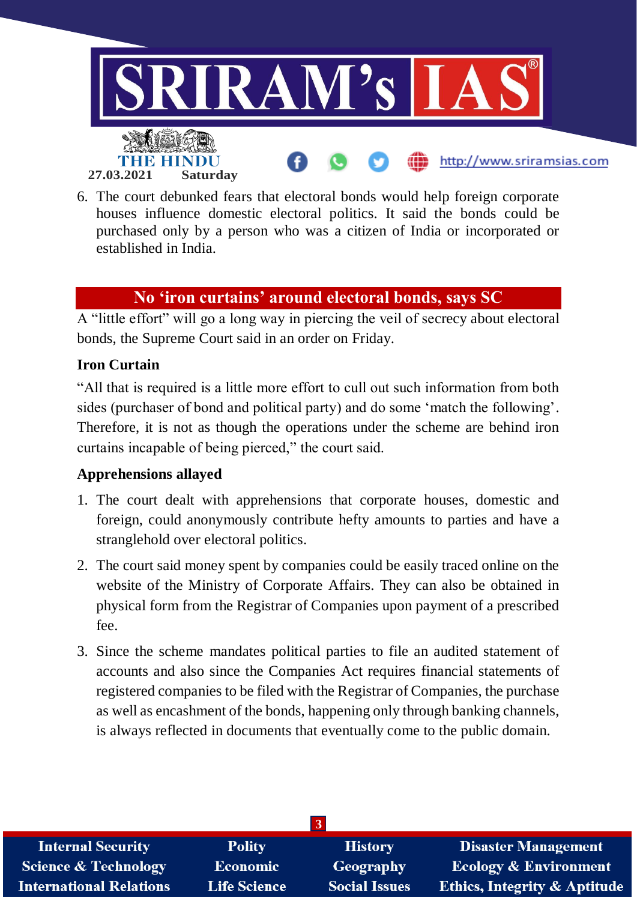6. The court debunked fears that electoral bonds would help foreign corporate houses influence domestic electoral politics. It said the bonds could be purchased only by a person who was a citizen of India or incorporated or established in India.

## No 'iron curtains' around electoral bonds, says SC

A "little effort" will go a long way in piercing the veil of secrecy about electoral bonds, the Supreme Court said in an order on Friday.

**Iron Curtain**

"All that is required is a little more effort to cull out such information from both sides (purchaser of bond and political party) and do some 'match the following'. Therefore, it is not as though the operations under the scheme are behind iron curtains incapable of being pierced," the court said.

**Apprehensions allayed**

1. The court dealt with apprehensions that corporate houses, domestic and foreign, could anonymously contribute hefty amounts to parties and have a stranglehold over electoral politics.
2. The court said money spent by companies could be easily traced online on the website of the Ministry of Corporate Affairs. They can also be obtained in physical form from the Registrar of Companies upon payment of a prescribed fee.
3. Since the scheme mandates political parties to file an audited statement of accounts and also since the Companies Act requires financial statements of registered companies to be filed with the Registrar of Companies, the purchase as well as encashment of the bonds, happening only through banking channels, is always reflected in documents that eventually come to the public domain.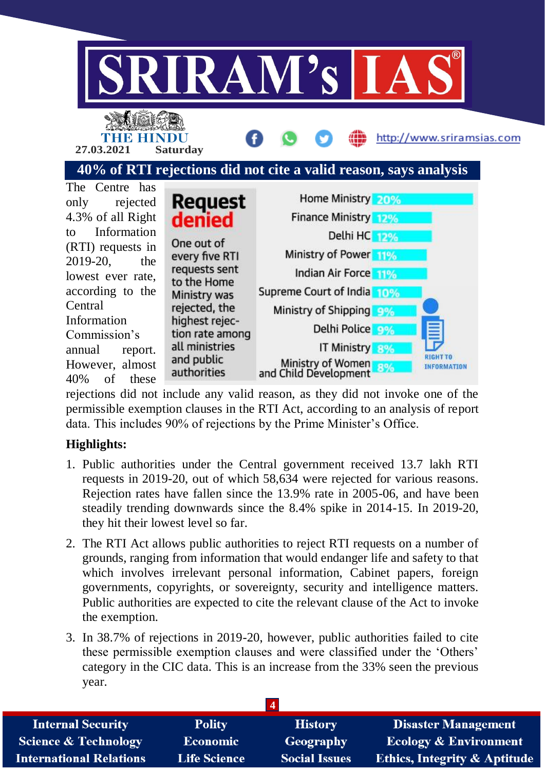# 40% of RTI rejections did not cite a valid reason, says analysis

The Centre has only rejected 4.3% of all Right to Information (RTI) requests in 2019-20, the lowest ever rate, according to the Central Information Commission's annual report. However, almost 40% of these rejections did not include any valid reason, as they did not invoke one of the permissible exemption clauses in the RTI Act, according to an analysis of report data. This includes 90% of rejections by the Prime Minister's Office.

**Request denied**

One out of every five RTI requests sent to the Home Ministry was rejected, the highest rejection rate among all ministries and public authorities

| Authority | Rejection rate |
|---|---|
| Home Ministry | 20% |
| Finance Ministry | 12% |
| Delhi HC | 12% |
| Ministry of Power | 11% |
| Indian Air Force | 11% |
| Supreme Court of India | 10% |
| Ministry of Shipping | 9% |
| Delhi Police | 9% |
| IT Ministry | 8% |
| Ministry of Women and Child Development | 8% |

## Highlights:

1. Public authorities under the Central government received 13.7 lakh RTI requests in 2019-20, out of which 58,634 were rejected for various reasons. Rejection rates have fallen since the 13.9% rate in 2005-06, and have been steadily trending downwards since the 8.4% spike in 2014-15. In 2019-20, they hit their lowest level so far.
2. The RTI Act allows public authorities to reject RTI requests on a number of grounds, ranging from information that would endanger life and safety to that which involves irrelevant personal information, Cabinet papers, foreign governments, copyrights, or sovereignty, security and intelligence matters. Public authorities are expected to cite the relevant clause of the Act to invoke the exemption.
3. In 38.7% of rejections in 2019-20, however, public authorities failed to cite these permissible exemption clauses and were classified under the 'Others' category in the CIC data. This is an increase from the 33% seen the previous year.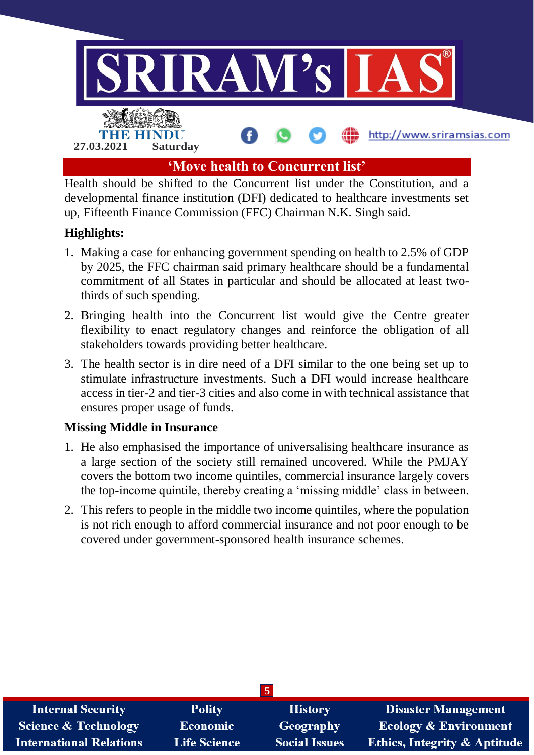# 'Move health to Concurrent list'

Health should be shifted to the Concurrent list under the Constitution, and a developmental finance institution (DFI) dedicated to healthcare investments set up, Fifteenth Finance Commission (FFC) Chairman N.K. Singh said.

**Highlights:**

1. Making a case for enhancing government spending on health to 2.5% of GDP by 2025, the FFC chairman said primary healthcare should be a fundamental commitment of all States in particular and should be allocated at least two-thirds of such spending.
2. Bringing health into the Concurrent list would give the Centre greater flexibility to enact regulatory changes and reinforce the obligation of all stakeholders towards providing better healthcare.
3. The health sector is in dire need of a DFI similar to the one being set up to stimulate infrastructure investments. Such a DFI would increase healthcare access in tier-2 and tier-3 cities and also come in with technical assistance that ensures proper usage of funds.

**Missing Middle in Insurance**

1. He also emphasised the importance of universalising healthcare insurance as a large section of the society still remained uncovered. While the PMJAY covers the bottom two income quintiles, commercial insurance largely covers the top-income quintile, thereby creating a 'missing middle' class in between.
2. This refers to people in the middle two income quintiles, where the population is not rich enough to afford commercial insurance and not poor enough to be covered under government-sponsored health insurance schemes.